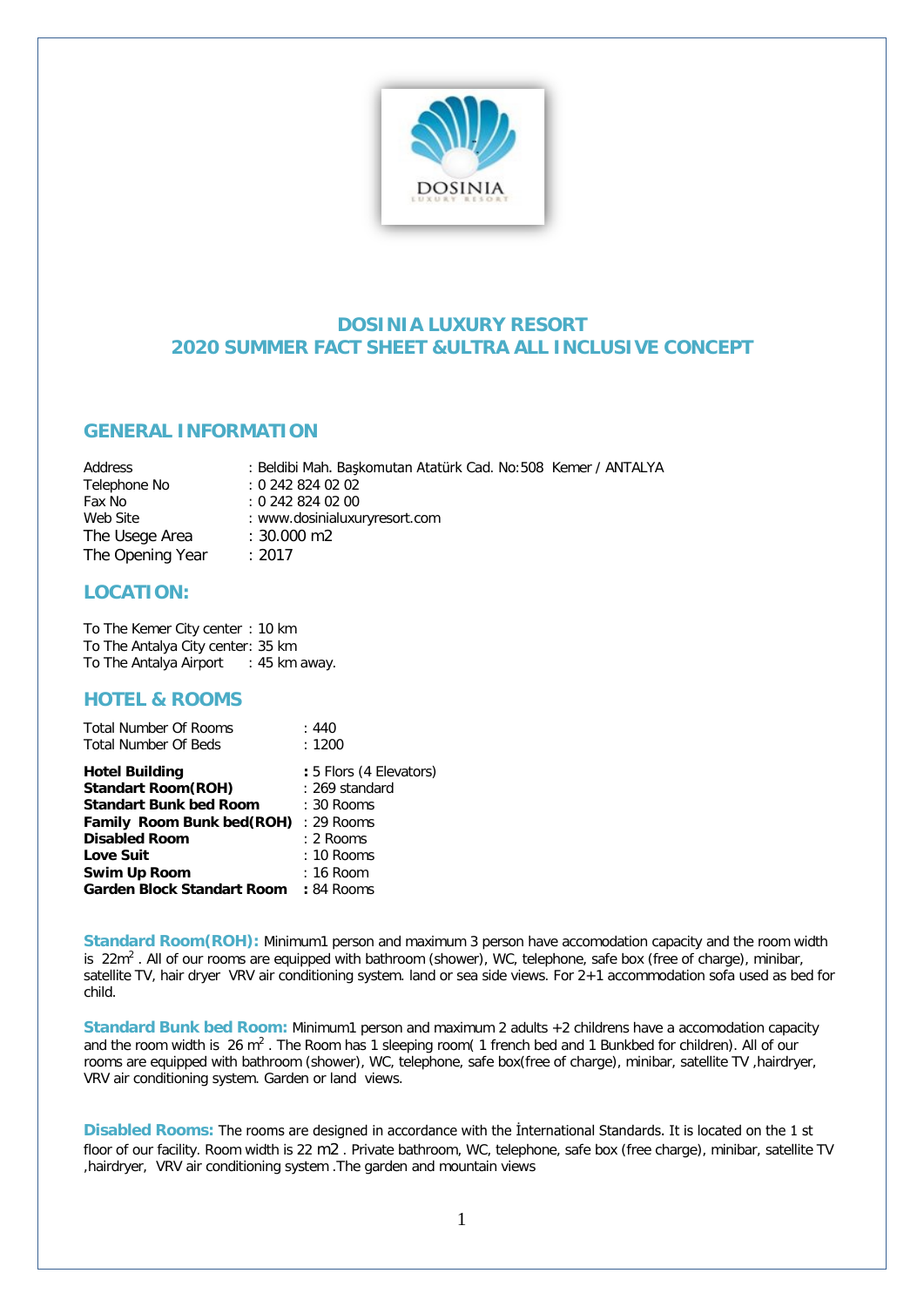# DOSINIA LUXURY RESORT
# 2020 SUMMER FACT SHEET &ULTRA ALL INCLUSIVE CONCEPT

## GENERAL INFORMATION

| | |
|---|---|
| Address | : Beldibi Mah. Başkomutan Atatürk Cad. No:508 Kemer / ANTALYA |
| Telephone No | : 0 242 824 02 02 |
| Fax No | : 0 242 824 02 00 |
| Web Site | : www.dosinialuxuryresort.com |
| The Usege Area | : 30.000 m2 |
| The Opening Year | : 2017 |

## LOCATION:

To The Kemer City center : 10 km
To The Antalya City center: 35 km
To The Antalya Airport : 45 km away.

## HOTEL & ROOMS

| | |
|---|---|
| Total Number Of Rooms | : 440 |
| Total Number Of Beds | : 1200 |
| **Hotel Building** | **:** 5 Flors (4 Elevators) |
| **Standart Room(ROH)** | : 269 standard |
| **Standart Bunk bed Room** | : 30 Rooms |
| **Family Room Bunk bed(ROH)** | : 29 Rooms |
| **Disabled Room** | : 2 Rooms |
| **Love Suit** | : 10 Rooms |
| **Swim Up Room** | : 16 Room |
| **Garden Block Standart Room** | **:** 84 Rooms |

**Standard Room(ROH):** Minimum1 person and maximum 3 person have accomodation capacity and the room width is 22m$^2$ . All of our rooms are equipped with bathroom (shower), WC, telephone, safe box (free of charge), minibar, satellite TV, hair dryer VRV air conditioning system. land or sea side views. For 2+1 accommodation sofa used as bed for child.

**Standard Bunk bed Room:** Minimum1 person and maximum 2 adults +2 childrens have a accomodation capacity and the room width is 26 m$^2$ . The Room has 1 sleeping room( 1 french bed and 1 Bunkbed for children). All of our rooms are equipped with bathroom (shower), WC, telephone, safe box(free of charge), minibar, satellite TV ,hairdryer, VRV air conditioning system. Garden or land views.

**Disabled Rooms:** The rooms are designed in accordance with the İnternational Standards. It is located on the 1 st floor of our facility. Room width is 22 m2 . Private bathroom, WC, telephone, safe box (free charge), minibar, satellite TV ,hairdryer, VRV air conditioning system .The garden and mountain views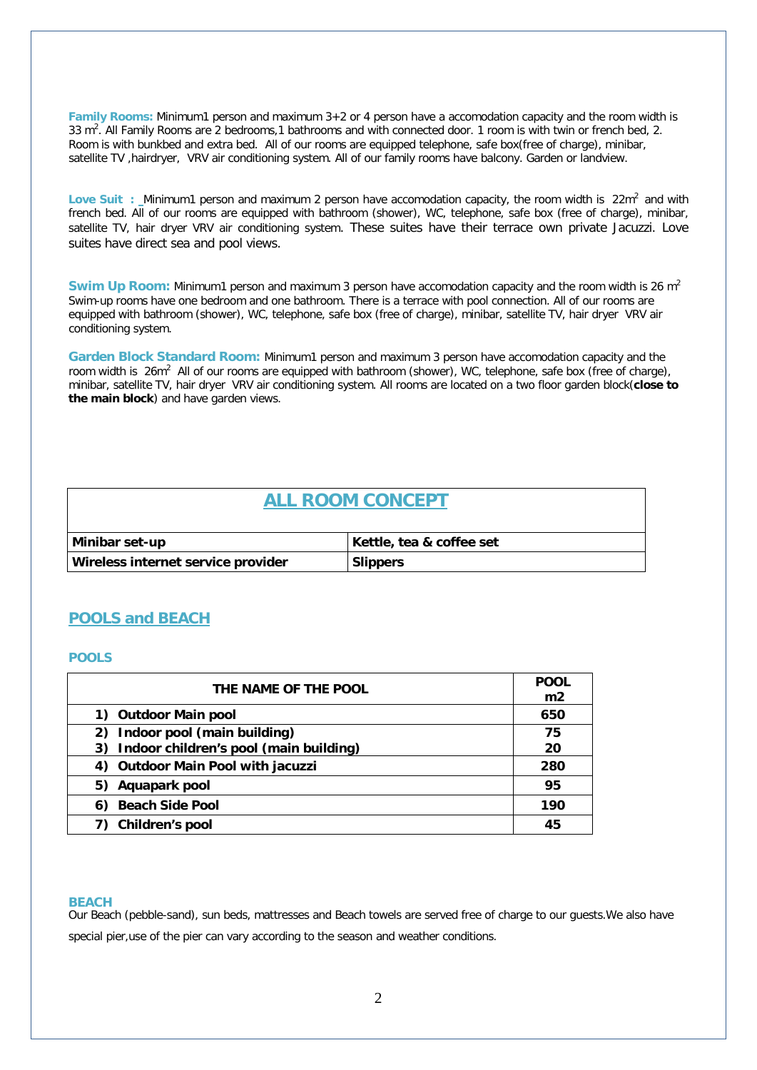**Family Rooms:** Minimum1 person and maximum 3+2 or 4 person have a accomodation capacity and the room width is 33 $m^2$. All Family Rooms are 2 bedrooms,1 bathrooms and with connected door. 1 room is with twin or french bed, 2. Room is with bunkbed and extra bed. All of our rooms are equipped telephone, safe box(free of charge), minibar, satellite TV ,hairdryer, VRV air conditioning system. All of our family rooms have balcony. Garden or landview.

**Love Suit :** Minimum1 person and maximum 2 person have accomodation capacity, the room width is 22$m^2$ and with french bed. All of our rooms are equipped with bathroom (shower), WC, telephone, safe box (free of charge), minibar, satellite TV, hair dryer VRV air conditioning system. These suites have their terrace own private Jacuzzi. Love suites have direct sea and pool views.

**Swim Up Room:** Minimum1 person and maximum 3 person have accomodation capacity and the room width is 26 $m^2$ Swim-up rooms have one bedroom and one bathroom. There is a terrace with pool connection. All of our rooms are equipped with bathroom (shower), WC, telephone, safe box (free of charge), minibar, satellite TV, hair dryer VRV air conditioning system.

**Garden Block Standard Room:** Minimum1 person and maximum 3 person have accomodation capacity and the room width is 26$m^2$ All of our rooms are equipped with bathroom (shower), WC, telephone, safe box (free of charge), minibar, satellite TV, hair dryer VRV air conditioning system. All rooms are located on a two floor garden block(**close to the main block**) and have garden views.

| ALL ROOM CONCEPT | |
|---|---|
| **Minibar set-up** | **Kettle, tea & coffee set** |
| **Wireless internet service provider** | **Slippers** |

## POOLS and BEACH

### POOLS

| THE NAME OF THE POOL | POOL m2 |
|---|---|
| 1) Outdoor Main pool | 650 |
| 2) Indoor pool (main building) | 75 |
| 3) Indoor children's pool (main building) | 20 |
| 4) Outdoor Main Pool with jacuzzi | 280 |
| 5) Aquapark pool | 95 |
| 6) Beach Side Pool | 190 |
| 7) Children's pool | 45 |

### BEACH

Our Beach (pebble-sand), sun beds, mattresses and Beach towels are served free of charge to our guests.We also have special pier,use of the pier can vary according to the season and weather conditions.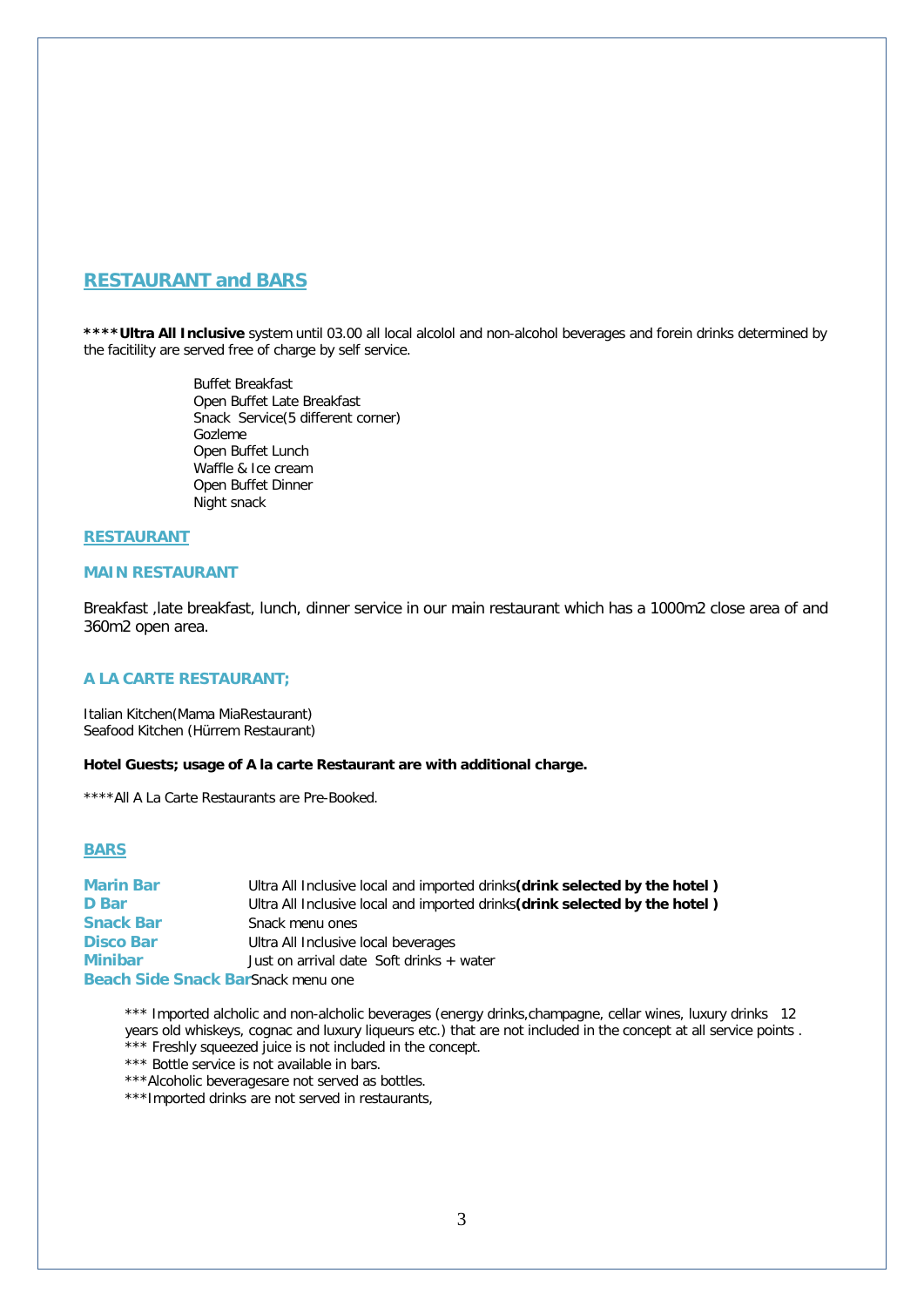## RESTAURANT and BARS

**\*\*\*\*Ultra All Inclusive** system until 03.00 all local alcolol and non-alcohol beverages and forein drinks determined by the facitility are served free of charge by self service.

Buffet Breakfast
Open Buffet Late Breakfast
Snack Service(5 different corner)
Gozleme
Open Buffet Lunch
Waffle & Ice cream
Open Buffet Dinner
Night snack

### RESTAURANT

### MAIN RESTAURANT

Breakfast ,late breakfast, lunch, dinner service in our main restaurant which has a 1000m2 close area of and 360m2 open area.

### A LA CARTE RESTAURANT;

Italian Kitchen(Mama MiaRestaurant)
Seafood Kitchen (Hürrem Restaurant)

**Hotel Guests; usage of A la carte Restaurant are with additional charge.**

****All A La Carte Restaurants are Pre-Booked.

### BARS

| | |
|---|---|
| **Marin Bar** | Ultra All Inclusive local and imported drinks**(drink selected by the hotel )** |
| **D Bar** | Ultra All Inclusive local and imported drinks**(drink selected by the hotel )** |
| **Snack Bar** | Snack menu ones |
| **Disco Bar** | Ultra All Inclusive local beverages |
| **Minibar** | Just on arrival date Soft drinks + water |
| **Beach Side Snack Bar** | Snack menu one |

*** Imported alcholic and non-alcholic beverages (energy drinks,champagne, cellar wines, luxury drinks 12 years old whiskeys, cognac and luxury liqueurs etc.) that are not included in the concept at all service points .
*** Freshly squeezed juice is not included in the concept.
*** Bottle service is not available in bars.
***Alcoholic beveragesare not served as bottles.
***Imported drinks are not served in restaurants,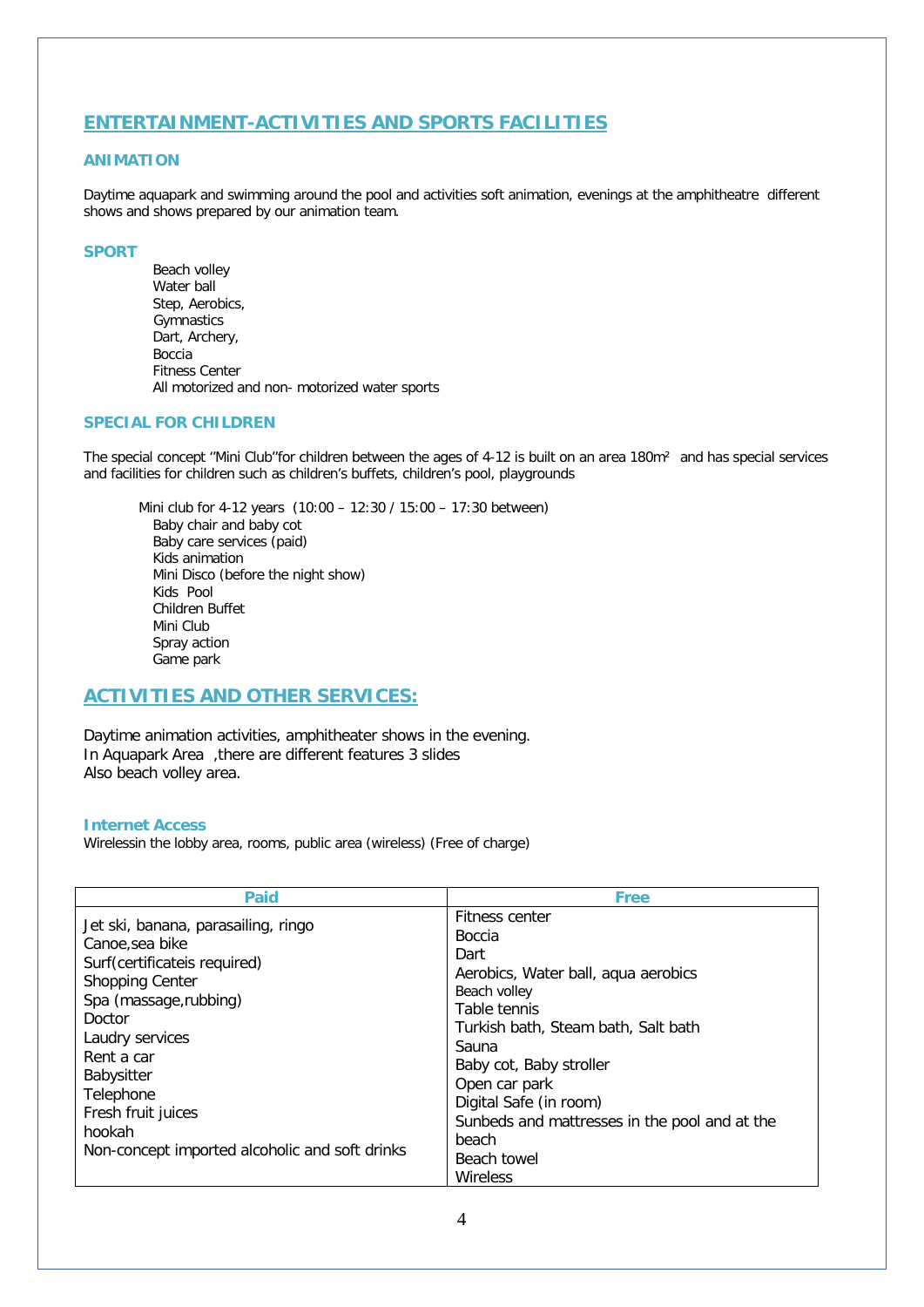## ENTERTAINMENT-ACTIVITIES AND SPORTS FACILITIES

### ANIMATION

Daytime aquapark and swimming around the pool and activities soft animation, evenings at the amphitheatre different shows and shows prepared by our animation team.

### SPORT

- Beach volley
- Water ball
- Step, Aerobics,
- Gymnastics
- Dart, Archery,
- Boccia
- Fitness Center
- All motorized and non- motorized water sports

### SPECIAL FOR CHILDREN

The special concept ''Mini Club''for children between the ages of 4-12 is built on an area 180m² and has special services and facilities for children such as children's buffets, children's pool, playgrounds

Mini club for 4-12 years (10:00 – 12:30 / 15:00 – 17:30 between)

- Baby chair and baby cot
- Baby care services (paid)
- Kids animation
- Mini Disco (before the night show)
- Kids Pool
- Children Buffet
- Mini Club
- Spray action
- Game park

## ACTIVITIES AND OTHER SERVICES:

Daytime animation activities, amphitheater shows in the evening.
In Aquapark Area ,there are different features 3 slides
Also beach volley area.

### Internet Access

Wirelessin the lobby area, rooms, public area (wireless) (Free of charge)

| Paid | Free |
|---|---|
| Jet ski, banana, parasailing, ringo<br>Canoe,sea bike<br>Surf(certificateis required)<br>Shopping Center<br>Spa (massage,rubbing)<br>Doctor<br>Laudry services<br>Rent a car<br>Babysitter<br>Telephone<br>Fresh fruit juices<br>hookah<br>Non-concept imported alcoholic and soft drinks | Fitness center<br>Boccia<br>Dart<br>Aerobics, Water ball, aqua aerobics<br>Beach volley<br>Table tennis<br>Turkish bath, Steam bath, Salt bath<br>Sauna<br>Baby cot, Baby stroller<br>Open car park<br>Digital Safe (in room)<br>Sunbeds and mattresses in the pool and at the beach<br>Beach towel<br>Wireless |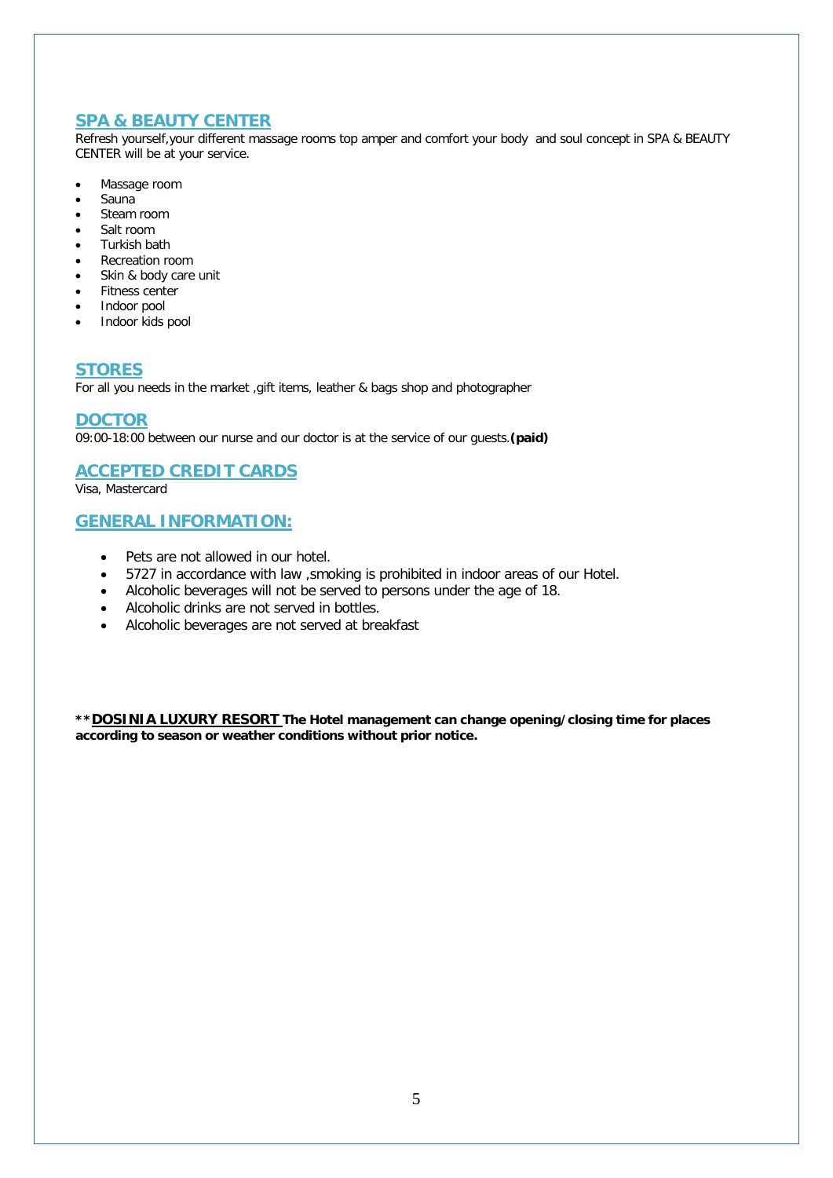## SPA & BEAUTY CENTER

Refresh yourself,your different massage rooms top amper and comfort your body  and soul concept in SPA & BEAUTY CENTER will be at your service.

- Massage room
- Sauna
- Steam room
- Salt room
- Turkish bath
- Recreation room
- Skin & body care unit
- Fitness center
- Indoor pool
- Indoor kids pool

## STORES

For all you needs in the market ,gift items, leather & bags shop and photographer

## DOCTOR

09:00-18:00 between our nurse and our doctor is at the service of our guests.**(paid)**

## ACCEPTED CREDIT CARDS

Visa, Mastercard

## GENERAL INFORMATION:

- Pets are not allowed in our hotel.
- 5727 in accordance with law ,smoking is prohibited in indoor areas of our Hotel.
- Alcoholic beverages will not be served to persons under the age of 18.
- Alcoholic drinks are not served in bottles.
- Alcoholic beverages are not served at breakfast

**__DOSINIA LUXURY RESORT__ The Hotel management can change opening/closing time for places according to season or weather conditions without prior notice.**